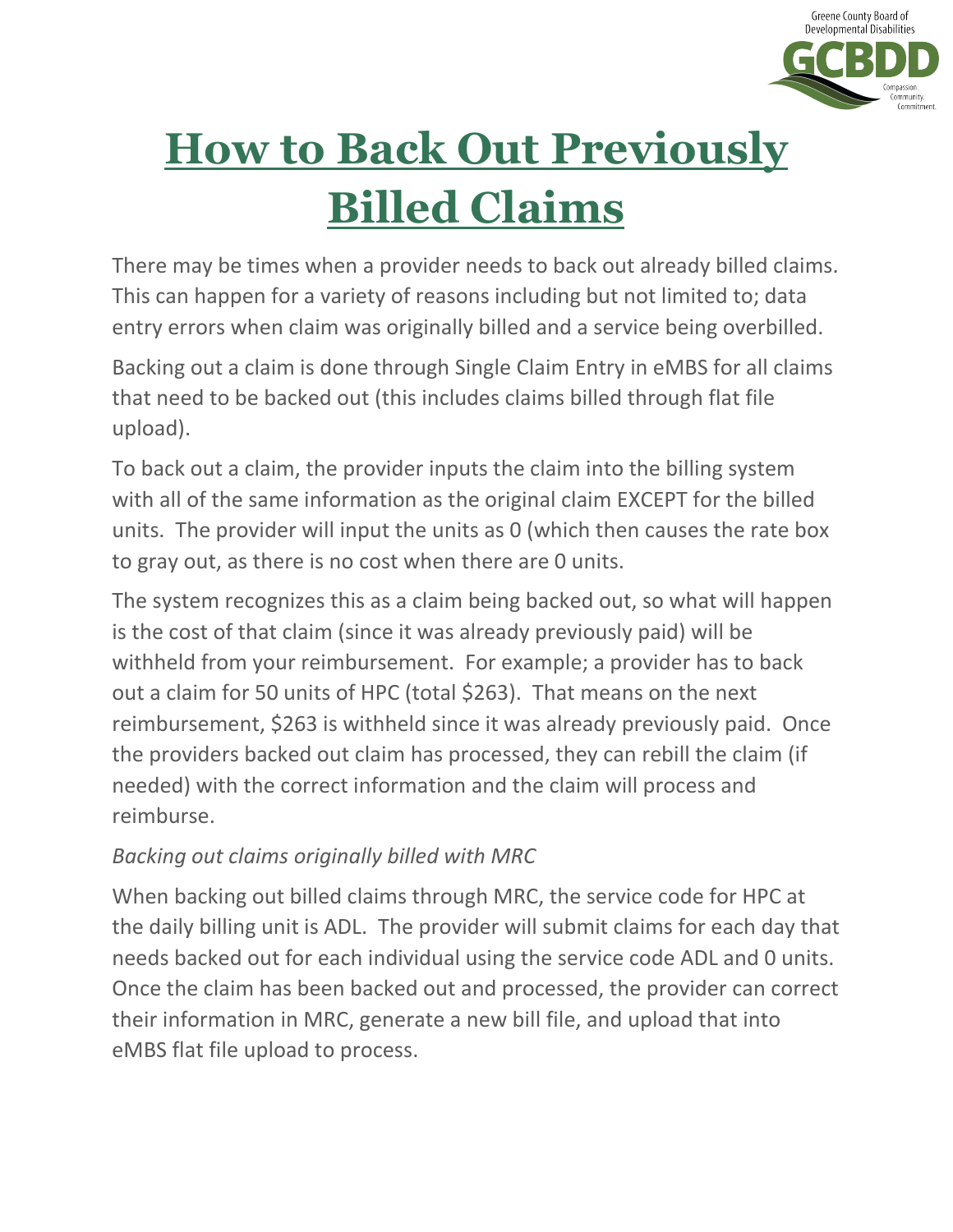# How to Back Out Previously Billed Claims

There may be times when a provider needs to back out already billed claims. This can happen for a variety of reasons including but not limited to; data entry errors when claim was originally billed and a service being overbilled.

Backing out a claim is done through Single Claim Entry in eMBS for all claims that need to be backed out (this includes claims billed through flat file upload).

To back out a claim, the provider inputs the claim into the billing system with all of the same information as the original claim EXCEPT for the billed units. The provider will input the units as 0 (which then causes the rate box to gray out, as there is no cost when there are 0 units.

The system recognizes this as a claim being backed out, so what will happen is the cost of that claim (since it was already previously paid) will be withheld from your reimbursement. For example; a provider has to back out a claim for 50 units of HPC (total $263). That means on the next reimbursement, $263 is withheld since it was already previously paid. Once the providers backed out claim has processed, they can rebill the claim (if needed) with the correct information and the claim will process and reimburse.

*Backing out claims originally billed with MRC*

When backing out billed claims through MRC, the service code for HPC at the daily billing unit is ADL. The provider will submit claims for each day that needs backed out for each individual using the service code ADL and 0 units. Once the claim has been backed out and processed, the provider can correct their information in MRC, generate a new bill file, and upload that into eMBS flat file upload to process.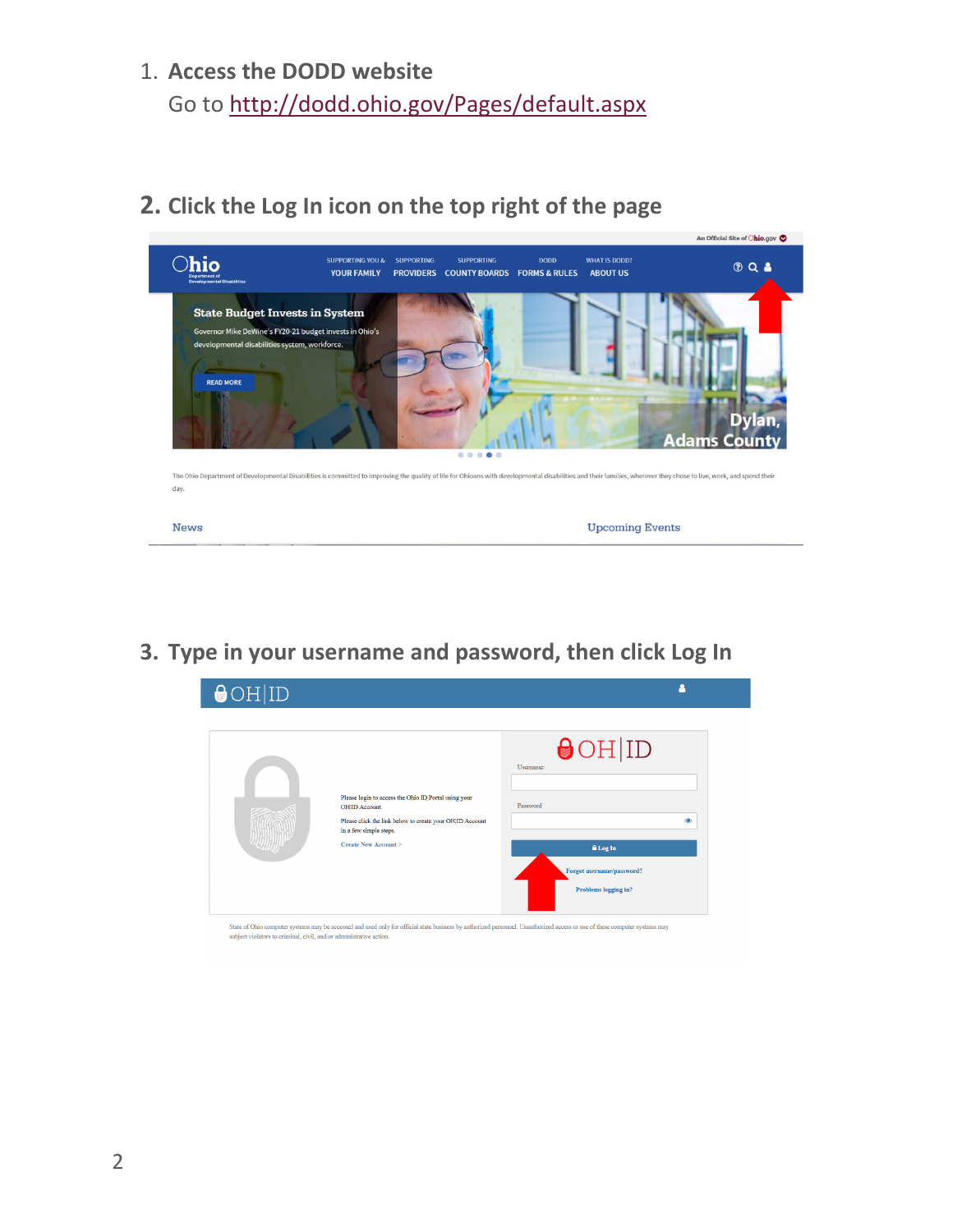1. **Access the DODD website**
   Go to [http://dodd.ohio.gov/Pages/default.aspx](http://dodd.ohio.gov/Pages/default.aspx)

2. **Click the Log In icon on the top right of the page**

3. **Type in your username and password, then click Log In**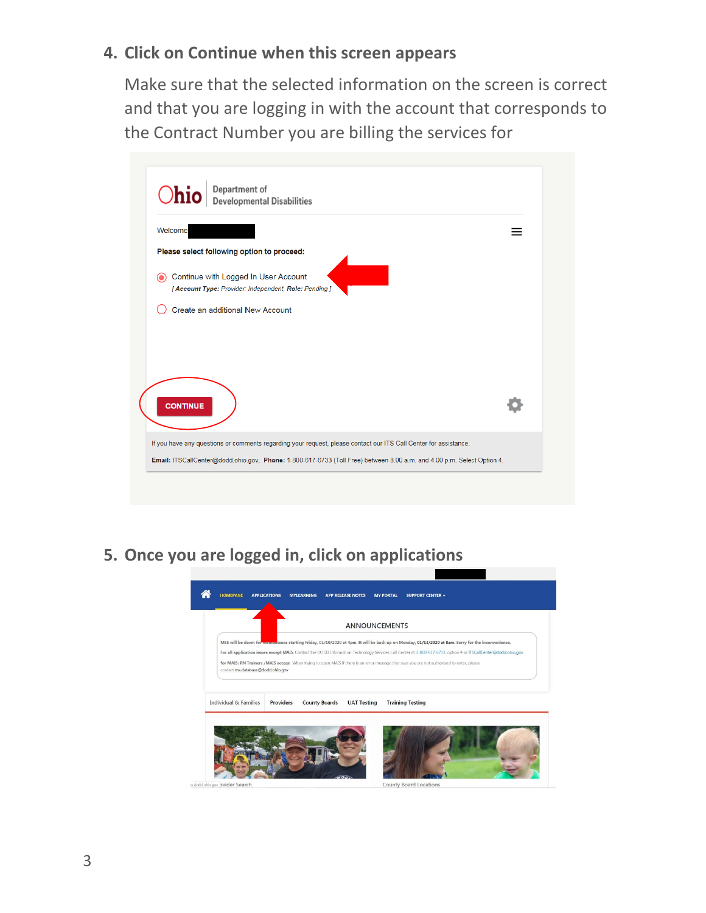4. **Click on Continue when this screen appears**

   Make sure that the selected information on the screen is correct and that you are logging in with the account that corresponds to the Contract Number you are billing the services for

5. **Once you are logged in, click on applications**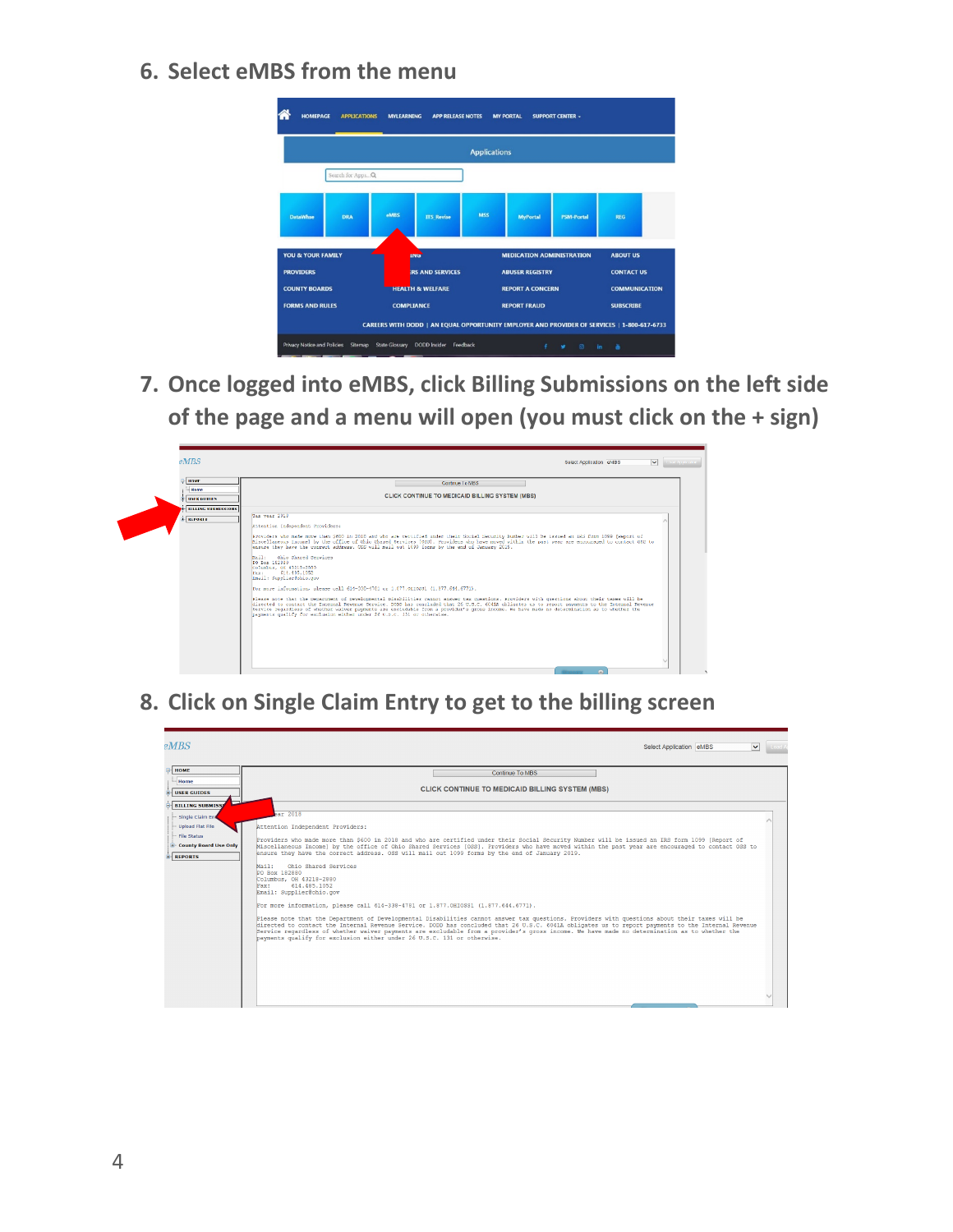6. Select eMBS from the menu

7. Once logged into eMBS, click Billing Submissions on the left side of the page and a menu will open (you must click on the + sign)

8. Click on Single Claim Entry to get to the billing screen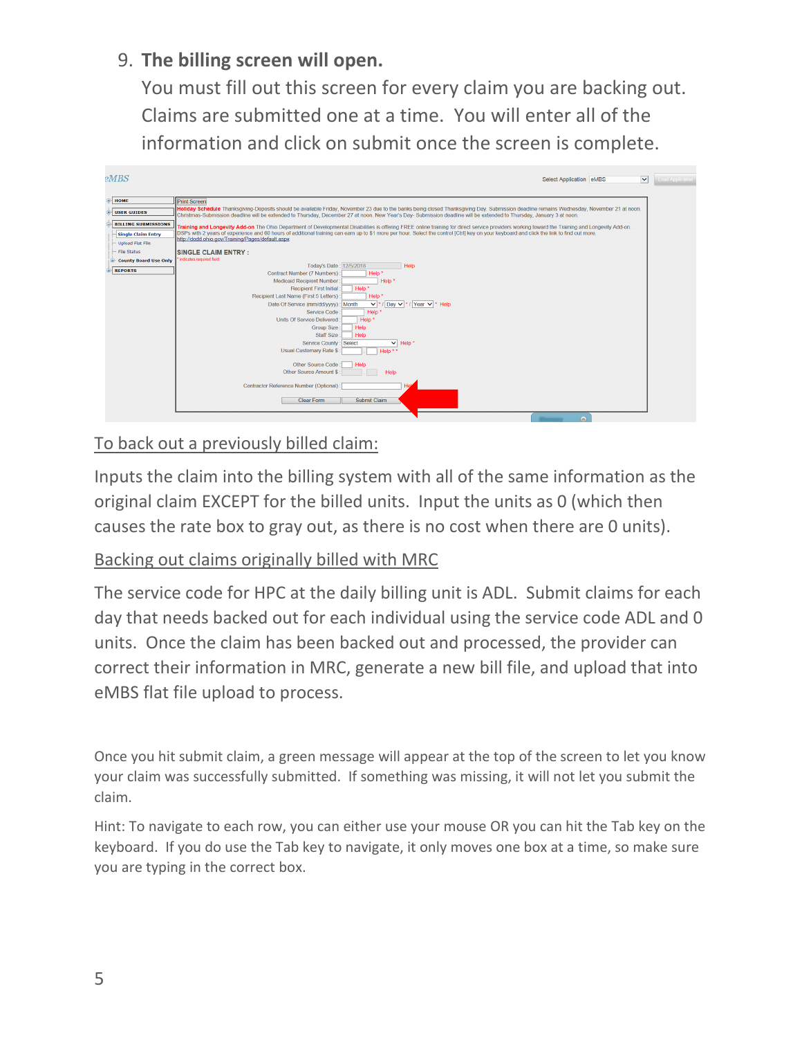9. **The billing screen will open.**
   You must fill out this screen for every claim you are backing out. Claims are submitted one at a time. You will enter all of the information and click on submit once the screen is complete.

To back out a previously billed claim:

Inputs the claim into the billing system with all of the same information as the original claim EXCEPT for the billed units. Input the units as 0 (which then causes the rate box to gray out, as there is no cost when there are 0 units).

Backing out claims originally billed with MRC

The service code for HPC at the daily billing unit is ADL. Submit claims for each day that needs backed out for each individual using the service code ADL and 0 units. Once the claim has been backed out and processed, the provider can correct their information in MRC, generate a new bill file, and upload that into eMBS flat file upload to process.

Once you hit submit claim, a green message will appear at the top of the screen to let you know your claim was successfully submitted. If something was missing, it will not let you submit the claim.

Hint: To navigate to each row, you can either use your mouse OR you can hit the Tab key on the keyboard. If you do use the Tab key to navigate, it only moves one box at a time, so make sure you are typing in the correct box.